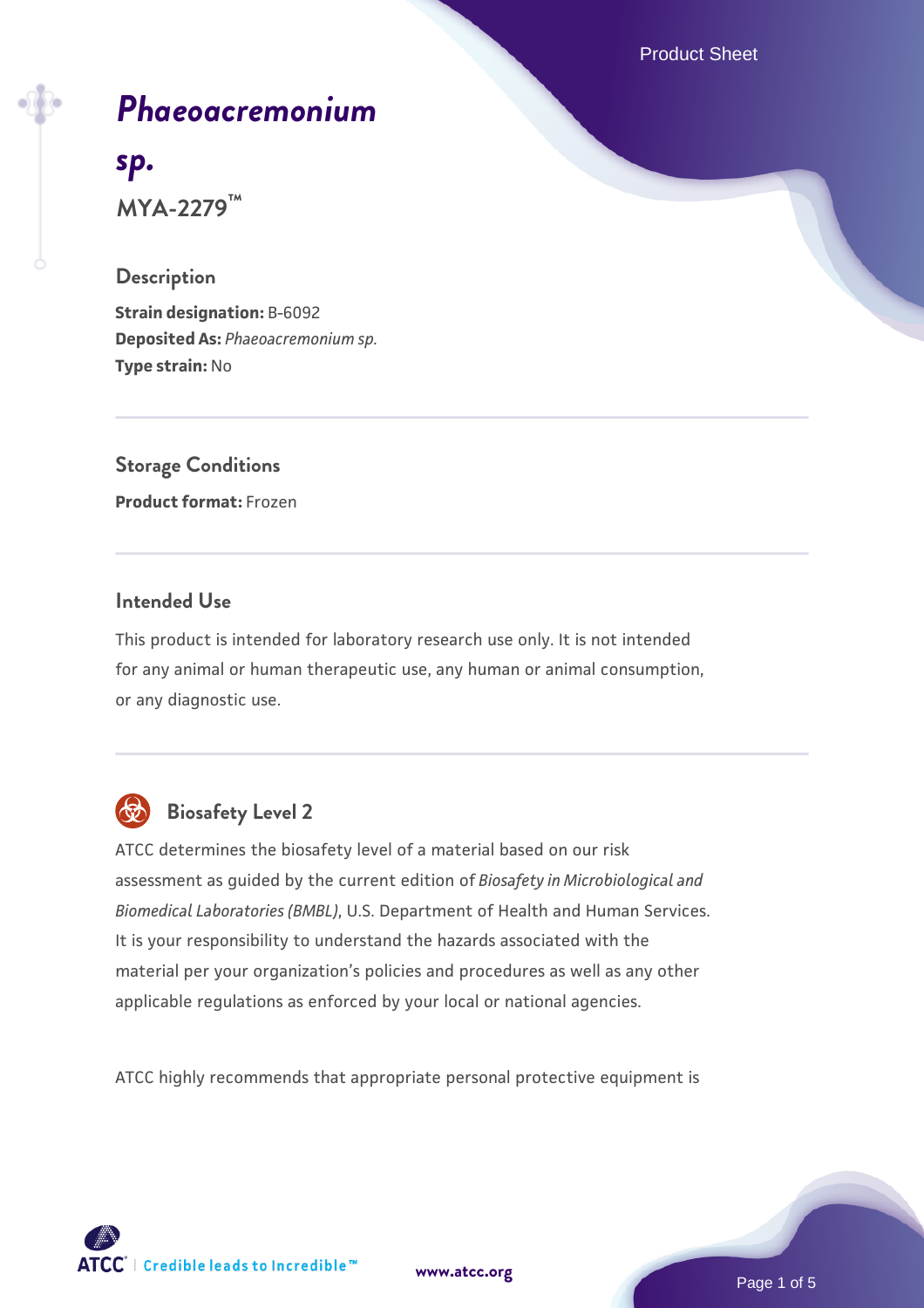# *Phaeoacremonium sp.*

**MYA-2279™**

## Description

**Strain designation:** B-6092
**Deposited As:** *Phaeoacremonium sp.*
**Type strain:** No

## Storage Conditions

**Product format:** Frozen

## Intended Use

This product is intended for laboratory research use only. It is not intended for any animal or human therapeutic use, any human or animal consumption, or any diagnostic use.

## Biosafety Level 2

ATCC determines the biosafety level of a material based on our risk assessment as guided by the current edition of *Biosafety in Microbiological and Biomedical Laboratories (BMBL)*, U.S. Department of Health and Human Services. It is your responsibility to understand the hazards associated with the material per your organization's policies and procedures as well as any other applicable regulations as enforced by your local or national agencies.

ATCC highly recommends that appropriate personal protective equipment is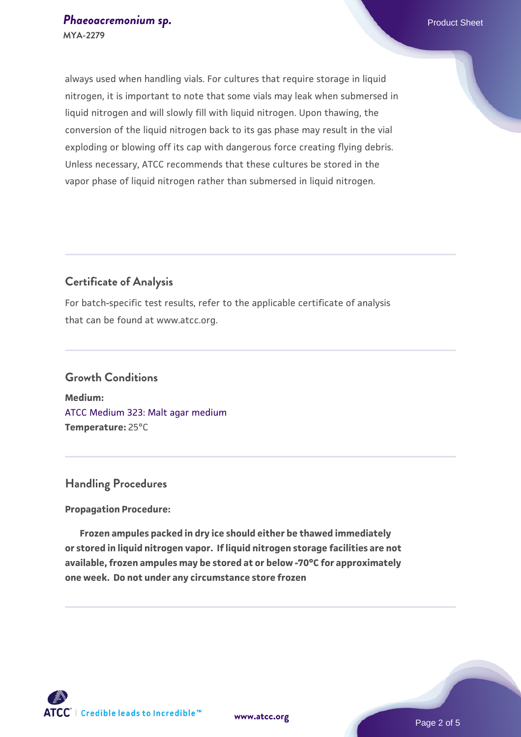always used when handling vials. For cultures that require storage in liquid nitrogen, it is important to note that some vials may leak when submersed in liquid nitrogen and will slowly fill with liquid nitrogen. Upon thawing, the conversion of the liquid nitrogen back to its gas phase may result in the vial exploding or blowing off its cap with dangerous force creating flying debris. Unless necessary, ATCC recommends that these cultures be stored in the vapor phase of liquid nitrogen rather than submersed in liquid nitrogen.

## Certificate of Analysis

For batch-specific test results, refer to the applicable certificate of analysis that can be found at www.atcc.org.

## Growth Conditions

**Medium:**
ATCC Medium 323: Malt agar medium
**Temperature:** 25°C

## Handling Procedures

**Propagation Procedure:**

**Frozen ampules packed in dry ice should either be thawed immediately or stored in liquid nitrogen vapor. If liquid nitrogen storage facilities are not available, frozen ampules may be stored at or below -70°C for approximately one week. Do not under any circumstance store frozen**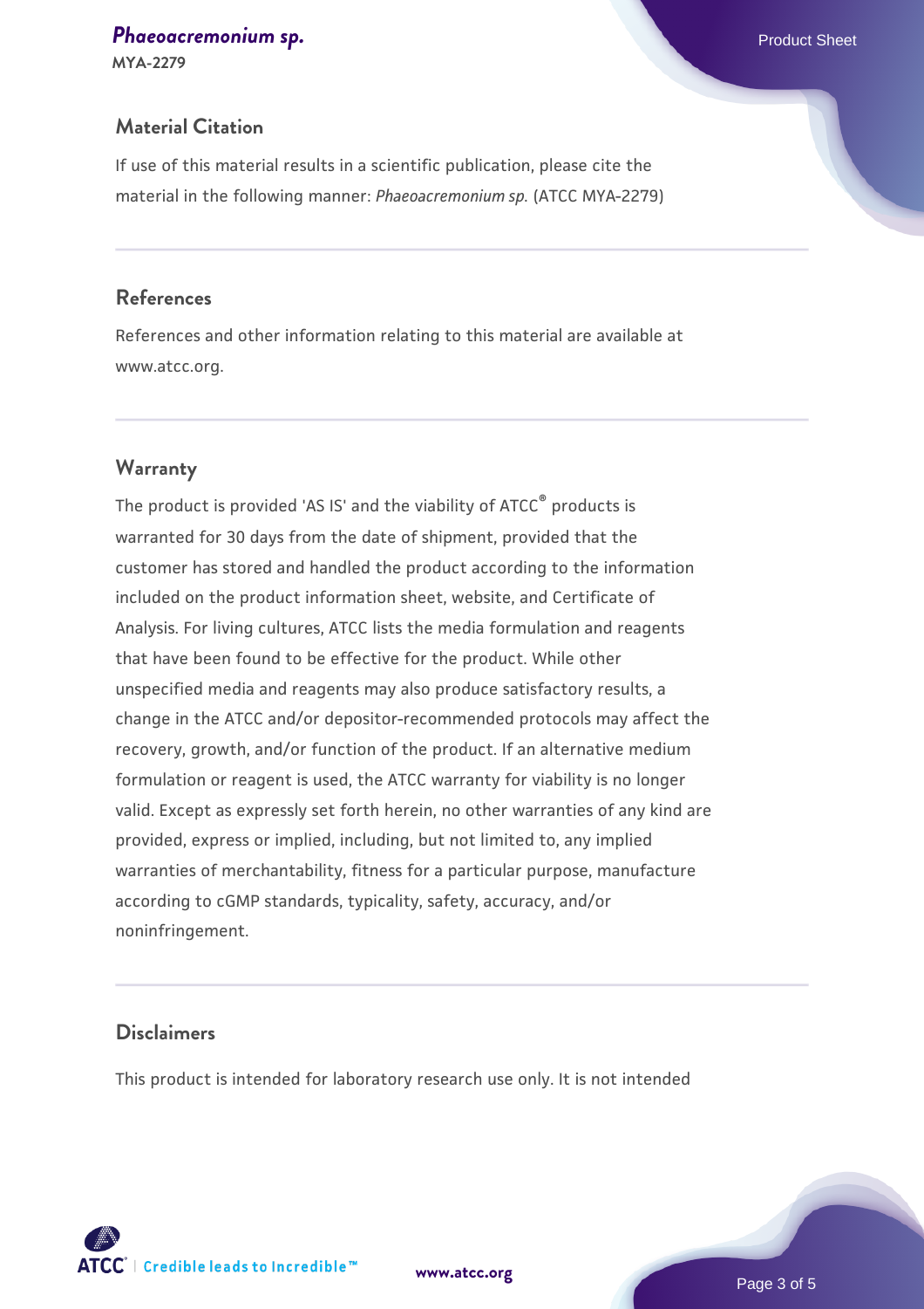## Material Citation

If use of this material results in a scientific publication, please cite the material in the following manner: *Phaeoacremonium sp.* (ATCC MYA-2279)

## References

References and other information relating to this material are available at www.atcc.org.

## Warranty

The product is provided 'AS IS' and the viability of ATCC® products is warranted for 30 days from the date of shipment, provided that the customer has stored and handled the product according to the information included on the product information sheet, website, and Certificate of Analysis. For living cultures, ATCC lists the media formulation and reagents that have been found to be effective for the product. While other unspecified media and reagents may also produce satisfactory results, a change in the ATCC and/or depositor-recommended protocols may affect the recovery, growth, and/or function of the product. If an alternative medium formulation or reagent is used, the ATCC warranty for viability is no longer valid. Except as expressly set forth herein, no other warranties of any kind are provided, express or implied, including, but not limited to, any implied warranties of merchantability, fitness for a particular purpose, manufacture according to cGMP standards, typicality, safety, accuracy, and/or noninfringement.

## Disclaimers

This product is intended for laboratory research use only. It is not intended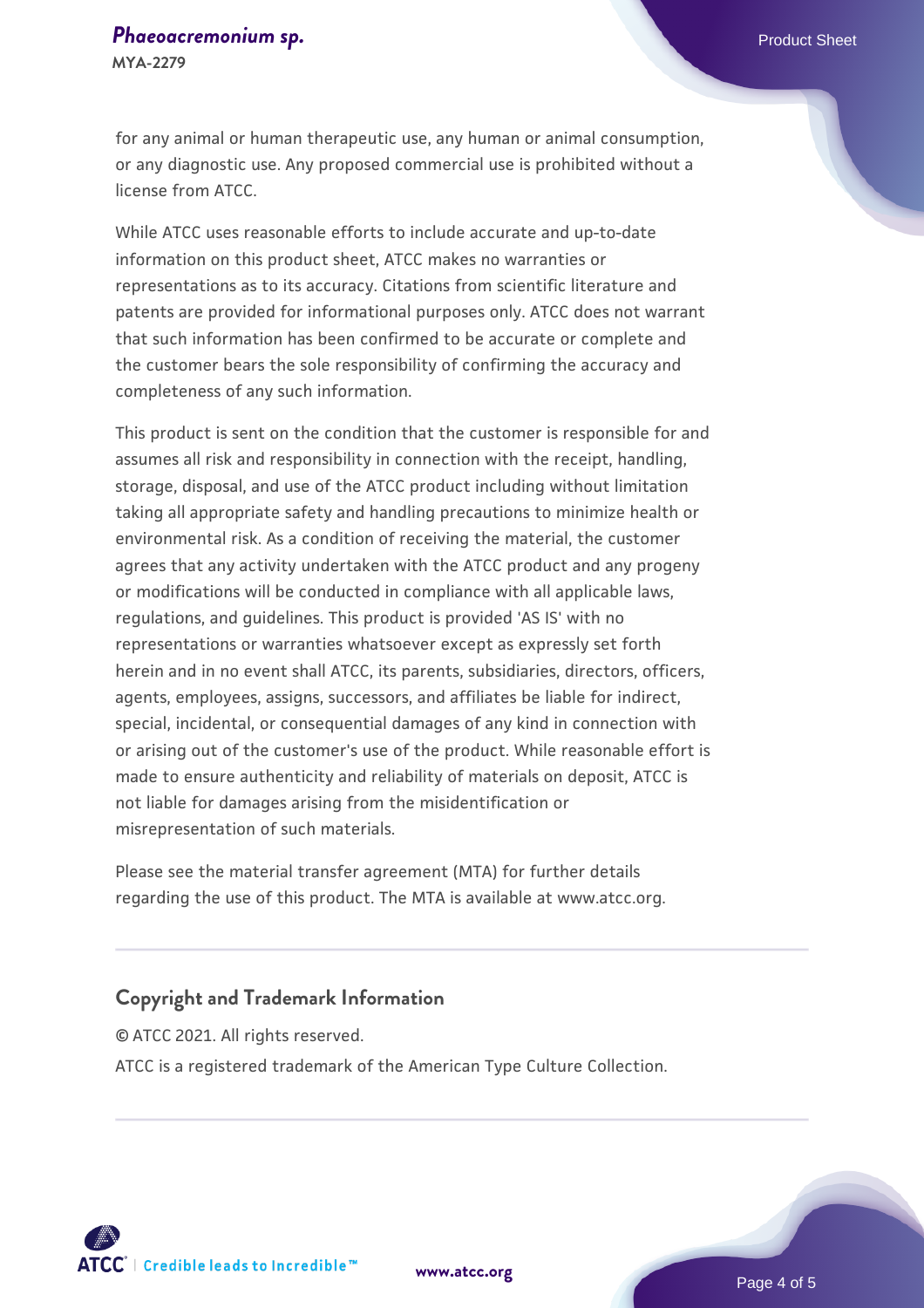for any animal or human therapeutic use, any human or animal consumption, or any diagnostic use. Any proposed commercial use is prohibited without a license from ATCC.

While ATCC uses reasonable efforts to include accurate and up-to-date information on this product sheet, ATCC makes no warranties or representations as to its accuracy. Citations from scientific literature and patents are provided for informational purposes only. ATCC does not warrant that such information has been confirmed to be accurate or complete and the customer bears the sole responsibility of confirming the accuracy and completeness of any such information.

This product is sent on the condition that the customer is responsible for and assumes all risk and responsibility in connection with the receipt, handling, storage, disposal, and use of the ATCC product including without limitation taking all appropriate safety and handling precautions to minimize health or environmental risk. As a condition of receiving the material, the customer agrees that any activity undertaken with the ATCC product and any progeny or modifications will be conducted in compliance with all applicable laws, regulations, and guidelines. This product is provided 'AS IS' with no representations or warranties whatsoever except as expressly set forth herein and in no event shall ATCC, its parents, subsidiaries, directors, officers, agents, employees, assigns, successors, and affiliates be liable for indirect, special, incidental, or consequential damages of any kind in connection with or arising out of the customer's use of the product. While reasonable effort is made to ensure authenticity and reliability of materials on deposit, ATCC is not liable for damages arising from the misidentification or misrepresentation of such materials.

Please see the material transfer agreement (MTA) for further details regarding the use of this product. The MTA is available at www.atcc.org.

## Copyright and Trademark Information

© ATCC 2021. All rights reserved.

ATCC is a registered trademark of the American Type Culture Collection.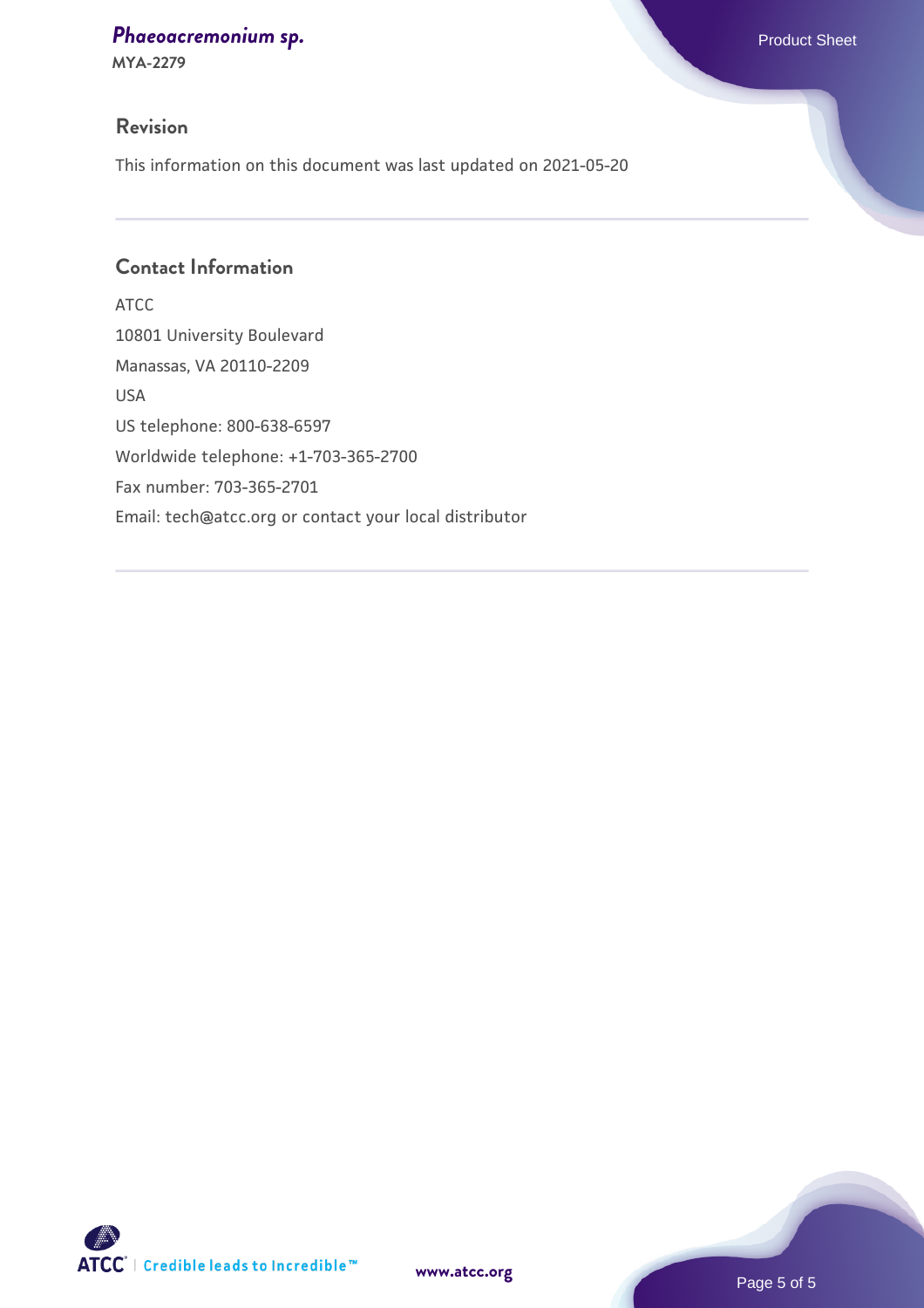## Revision

This information on this document was last updated on 2021-05-20

## Contact Information

ATCC
10801 University Boulevard
Manassas, VA 20110-2209
USA
US telephone: 800-638-6597
Worldwide telephone: +1-703-365-2700
Fax number: 703-365-2701
Email: tech@atcc.org or contact your local distributor